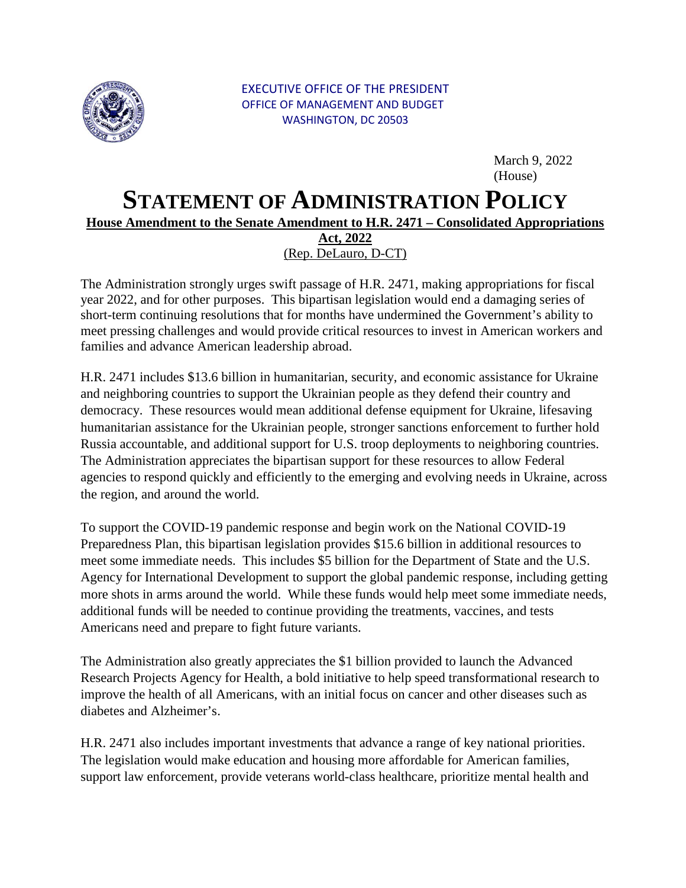EXECUTIVE OFFICE OF THE PRESIDENT
OFFICE OF MANAGEMENT AND BUDGET
WASHINGTON, DC 20503

March 9, 2022
(House)

# STATEMENT OF ADMINISTRATION POLICY

**House Amendment to the Senate Amendment to H.R. 2471 – Consolidated Appropriations Act, 2022**
(Rep. DeLauro, D-CT)

The Administration strongly urges swift passage of H.R. 2471, making appropriations for fiscal year 2022, and for other purposes. This bipartisan legislation would end a damaging series of short-term continuing resolutions that for months have undermined the Government's ability to meet pressing challenges and would provide critical resources to invest in American workers and families and advance American leadership abroad.

H.R. 2471 includes $13.6 billion in humanitarian, security, and economic assistance for Ukraine and neighboring countries to support the Ukrainian people as they defend their country and democracy. These resources would mean additional defense equipment for Ukraine, lifesaving humanitarian assistance for the Ukrainian people, stronger sanctions enforcement to further hold Russia accountable, and additional support for U.S. troop deployments to neighboring countries. The Administration appreciates the bipartisan support for these resources to allow Federal agencies to respond quickly and efficiently to the emerging and evolving needs in Ukraine, across the region, and around the world.

To support the COVID-19 pandemic response and begin work on the National COVID-19 Preparedness Plan, this bipartisan legislation provides $15.6 billion in additional resources to meet some immediate needs. This includes $5 billion for the Department of State and the U.S. Agency for International Development to support the global pandemic response, including getting more shots in arms around the world. While these funds would help meet some immediate needs, additional funds will be needed to continue providing the treatments, vaccines, and tests Americans need and prepare to fight future variants.

The Administration also greatly appreciates the $1 billion provided to launch the Advanced Research Projects Agency for Health, a bold initiative to help speed transformational research to improve the health of all Americans, with an initial focus on cancer and other diseases such as diabetes and Alzheimer's.

H.R. 2471 also includes important investments that advance a range of key national priorities. The legislation would make education and housing more affordable for American families, support law enforcement, provide veterans world-class healthcare, prioritize mental health and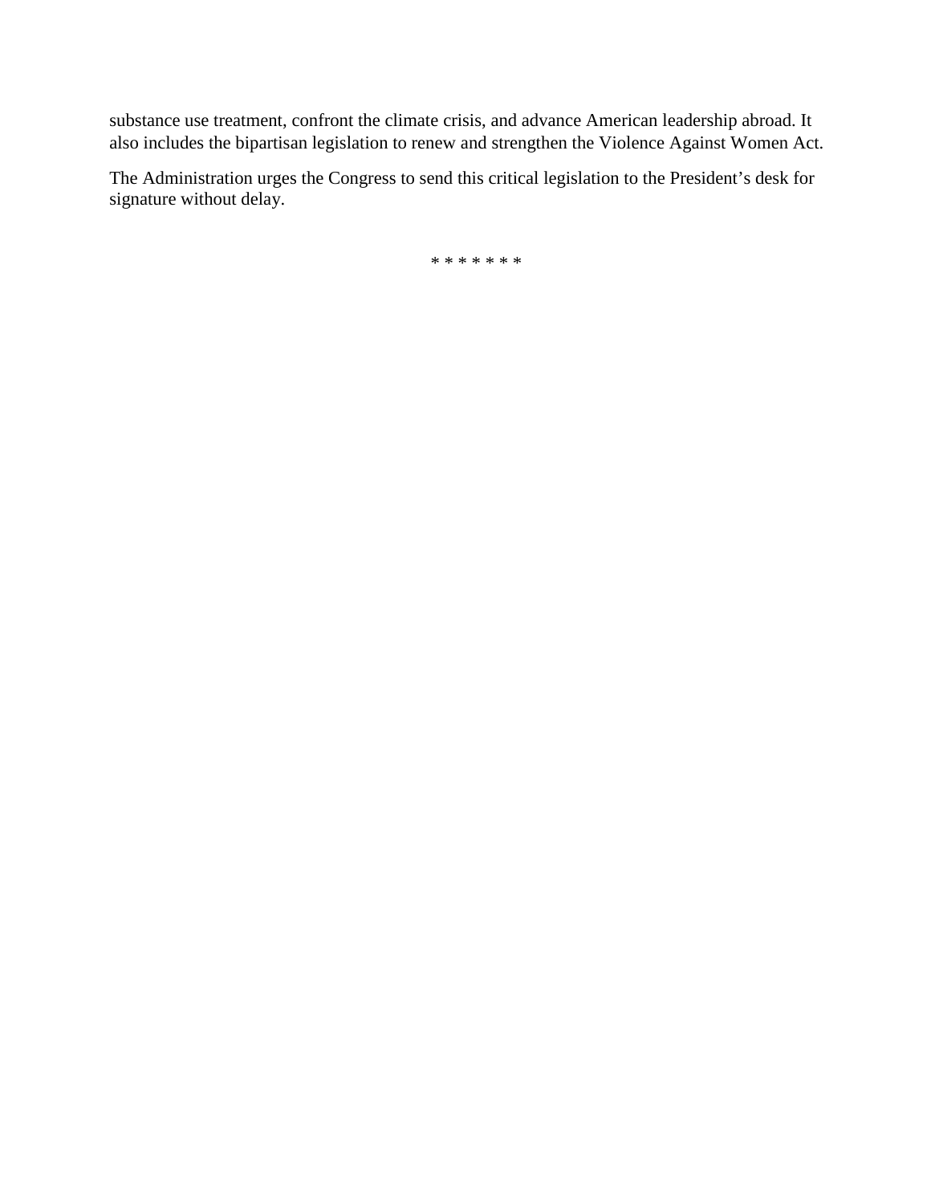substance use treatment, confront the climate crisis, and advance American leadership abroad. It also includes the bipartisan legislation to renew and strengthen the Violence Against Women Act.

The Administration urges the Congress to send this critical legislation to the President's desk for signature without delay.

* * * * * * *